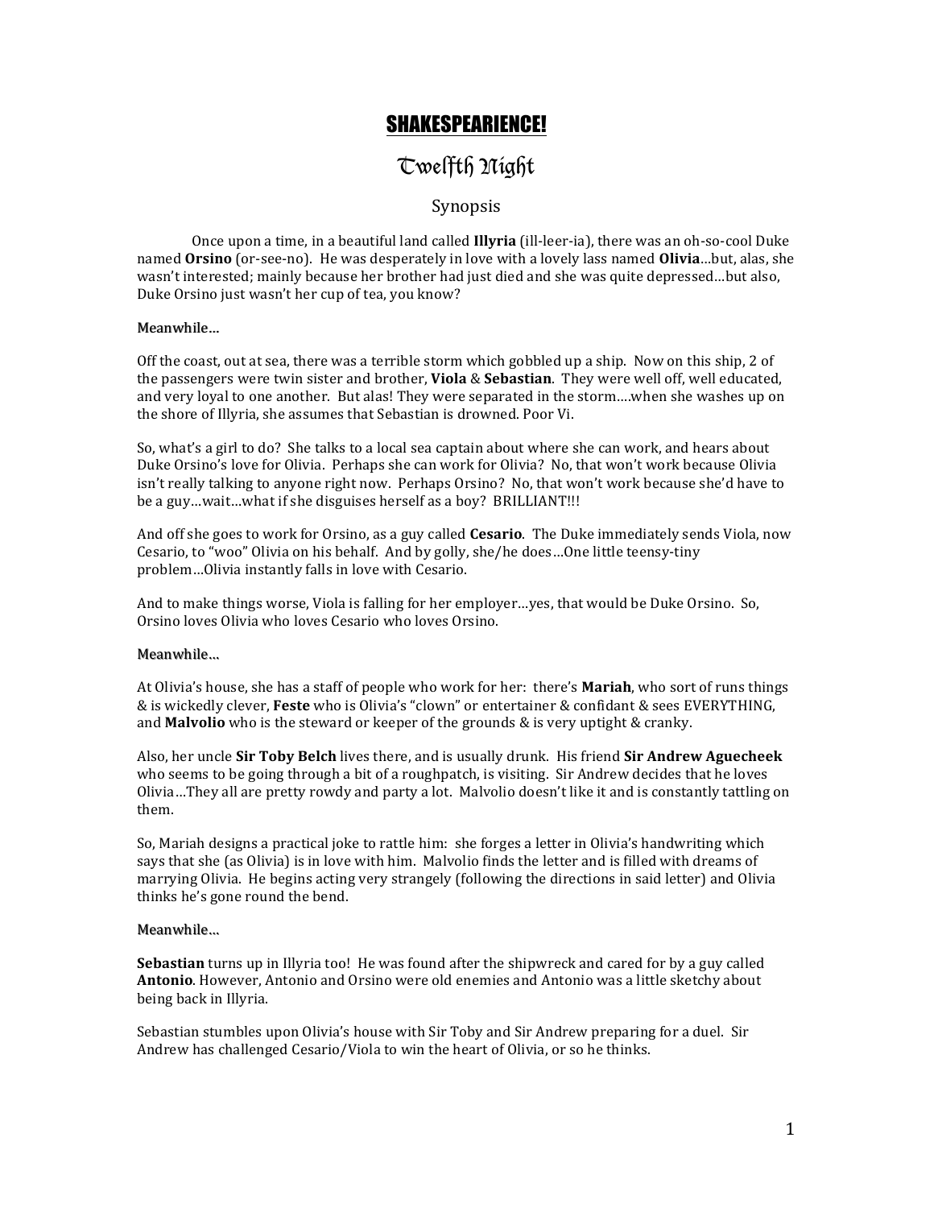# SHAKESPEARIENCE!

## Twelfth Night

### Synopsis

Once upon a time, in a beautiful land called **Illyria** (ill-leer-ia), there was an oh-so-cool Duke named **Orsino** (or-see-no). He was desperately in love with a lovely lass named **Olivia**…but, alas, she wasn't interested; mainly because her brother had just died and she was quite depressed…but also, Duke Orsino just wasn't her cup of tea, you know?

**Meanwhile…**

Off the coast, out at sea, there was a terrible storm which gobbled up a ship. Now on this ship, 2 of the passengers were twin sister and brother, **Viola** & **Sebastian**. They were well off, well educated, and very loyal to one another. But alas! They were separated in the storm….when she washes up on the shore of Illyria, she assumes that Sebastian is drowned. Poor Vi.

So, what's a girl to do? She talks to a local sea captain about where she can work, and hears about Duke Orsino's love for Olivia. Perhaps she can work for Olivia? No, that won't work because Olivia isn't really talking to anyone right now. Perhaps Orsino? No, that won't work because she'd have to be a guy…wait…what if she disguises herself as a boy? BRILLIANT!!!

And off she goes to work for Orsino, as a guy called **Cesario**. The Duke immediately sends Viola, now Cesario, to "woo" Olivia on his behalf. And by golly, she/he does…One little teensy-tiny problem…Olivia instantly falls in love with Cesario.

And to make things worse, Viola is falling for her employer…yes, that would be Duke Orsino. So, Orsino loves Olivia who loves Cesario who loves Orsino.

**Meanwhile…**

At Olivia's house, she has a staff of people who work for her: there's **Mariah**, who sort of runs things & is wickedly clever, **Feste** who is Olivia's "clown" or entertainer & confidant & sees EVERYTHING, and **Malvolio** who is the steward or keeper of the grounds & is very uptight & cranky.

Also, her uncle **Sir Toby Belch** lives there, and is usually drunk. His friend **Sir Andrew Aguecheek** who seems to be going through a bit of a roughpatch, is visiting. Sir Andrew decides that he loves Olivia…They all are pretty rowdy and party a lot. Malvolio doesn't like it and is constantly tattling on them.

So, Mariah designs a practical joke to rattle him: she forges a letter in Olivia's handwriting which says that she (as Olivia) is in love with him. Malvolio finds the letter and is filled with dreams of marrying Olivia. He begins acting very strangely (following the directions in said letter) and Olivia thinks he's gone round the bend.

**Meanwhile…**

**Sebastian** turns up in Illyria too! He was found after the shipwreck and cared for by a guy called **Antonio**. However, Antonio and Orsino were old enemies and Antonio was a little sketchy about being back in Illyria.

Sebastian stumbles upon Olivia's house with Sir Toby and Sir Andrew preparing for a duel. Sir Andrew has challenged Cesario/Viola to win the heart of Olivia, or so he thinks.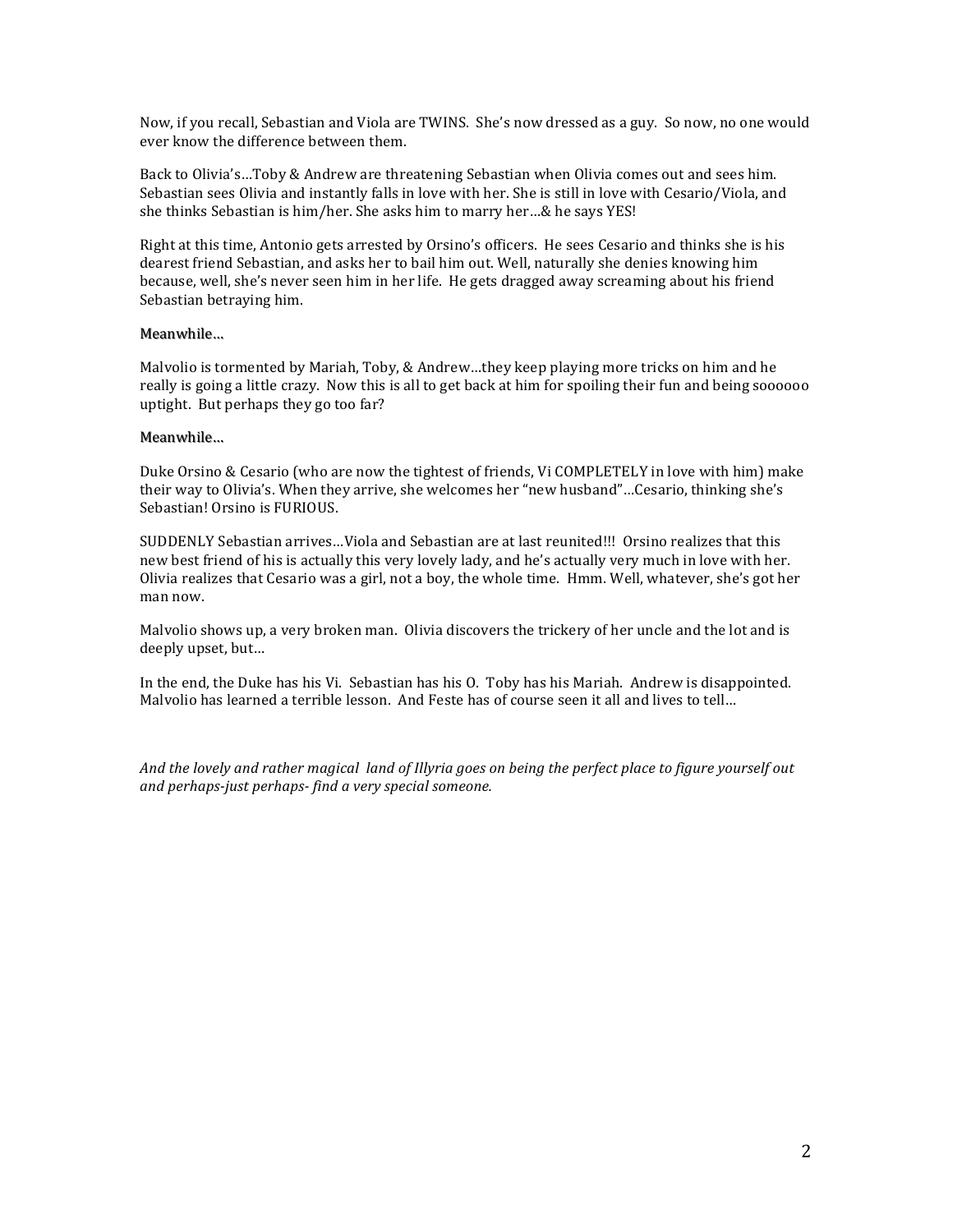Now, if you recall, Sebastian and Viola are TWINS. She's now dressed as a guy. So now, no one would ever know the difference between them.

Back to Olivia's…Toby & Andrew are threatening Sebastian when Olivia comes out and sees him. Sebastian sees Olivia and instantly falls in love with her. She is still in love with Cesario/Viola, and she thinks Sebastian is him/her. She asks him to marry her…& he says YES!

Right at this time, Antonio gets arrested by Orsino's officers. He sees Cesario and thinks she is his dearest friend Sebastian, and asks her to bail him out. Well, naturally she denies knowing him because, well, she's never seen him in her life. He gets dragged away screaming about his friend Sebastian betraying him.

Meanwhile…

Malvolio is tormented by Mariah, Toby, & Andrew…they keep playing more tricks on him and he really is going a little crazy. Now this is all to get back at him for spoiling their fun and being soooooo uptight. But perhaps they go too far?

Meanwhile…

Duke Orsino & Cesario (who are now the tightest of friends, Vi COMPLETELY in love with him) make their way to Olivia's. When they arrive, she welcomes her "new husband"…Cesario, thinking she's Sebastian! Orsino is FURIOUS.

SUDDENLY Sebastian arrives…Viola and Sebastian are at last reunited!!! Orsino realizes that this new best friend of his is actually this very lovely lady, and he's actually very much in love with her. Olivia realizes that Cesario was a girl, not a boy, the whole time. Hmm. Well, whatever, she's got her man now.

Malvolio shows up, a very broken man. Olivia discovers the trickery of her uncle and the lot and is deeply upset, but…

In the end, the Duke has his Vi. Sebastian has his O. Toby has his Mariah. Andrew is disappointed. Malvolio has learned a terrible lesson. And Feste has of course seen it all and lives to tell…

*And the lovely and rather magical land of Illyria goes on being the perfect place to figure yourself out and perhaps-just perhaps- find a very special someone.*